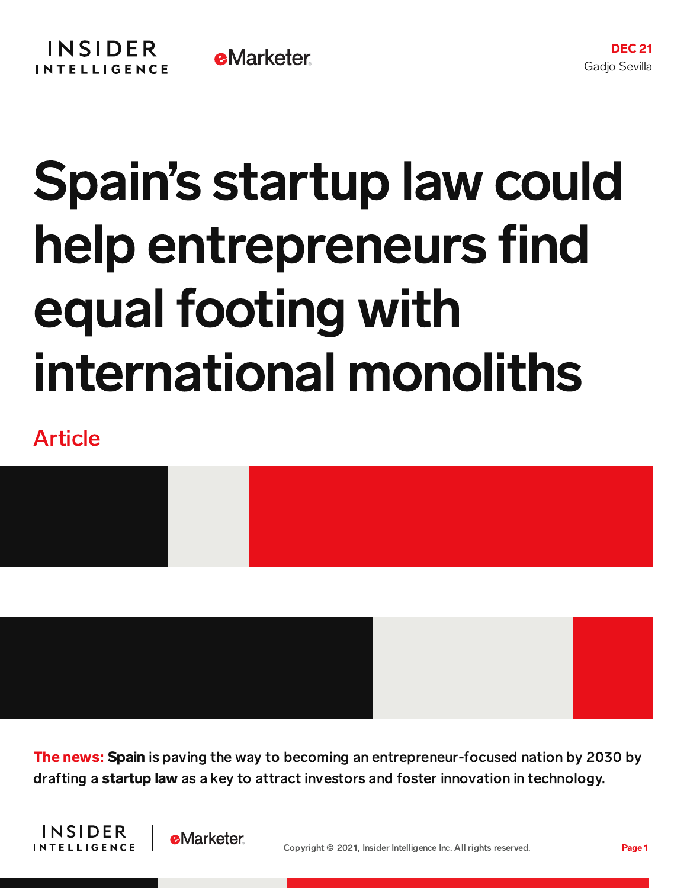DEC 21
Gadjo Sevilla

# Spain's startup law could help entrepreneurs find equal footing with international monoliths

Article

**The news:** **Spain** is paving the way to becoming an entrepreneur-focused nation by 2030 by drafting a **startup law** as a key to attract investors and foster innovation in technology.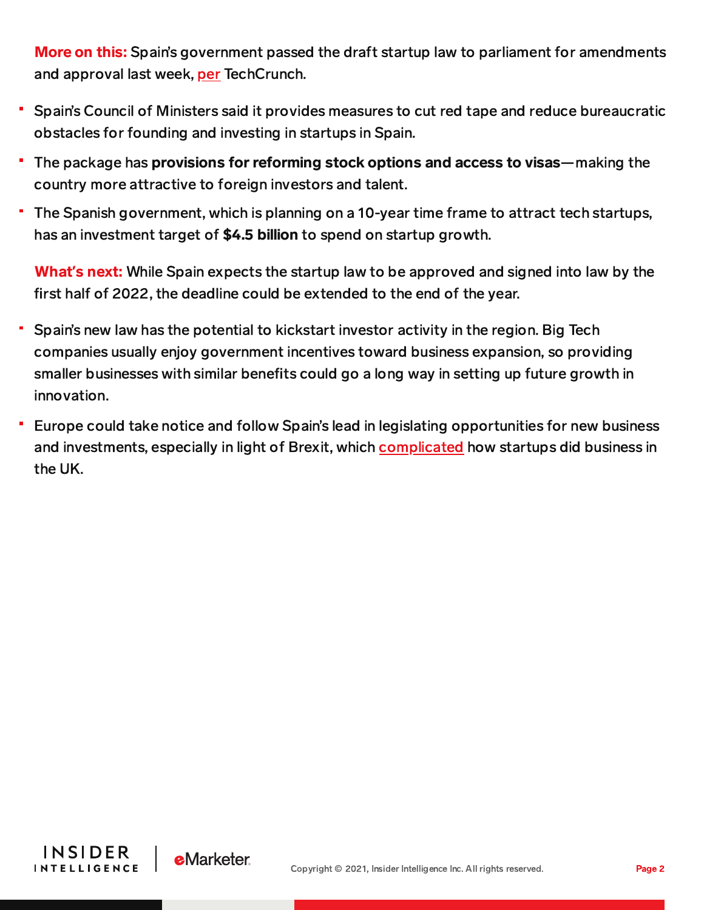**More on this:** Spain's government passed the draft startup law to parliament for amendments and approval last week, per TechCrunch.

- Spain's Council of Ministers said it provides measures to cut red tape and reduce bureaucratic obstacles for founding and investing in startups in Spain.
- The package has **provisions for reforming stock options and access to visas**—making the country more attractive to foreign investors and talent.
- The Spanish government, which is planning on a 10-year time frame to attract tech startups, has an investment target of **$4.5 billion** to spend on startup growth.

**What's next:** While Spain expects the startup law to be approved and signed into law by the first half of 2022, the deadline could be extended to the end of the year.

- Spain's new law has the potential to kickstart investor activity in the region. Big Tech companies usually enjoy government incentives toward business expansion, so providing smaller businesses with similar benefits could go a long way in setting up future growth in innovation.
- Europe could take notice and follow Spain's lead in legislating opportunities for new business and investments, especially in light of Brexit, which complicated how startups did business in the UK.